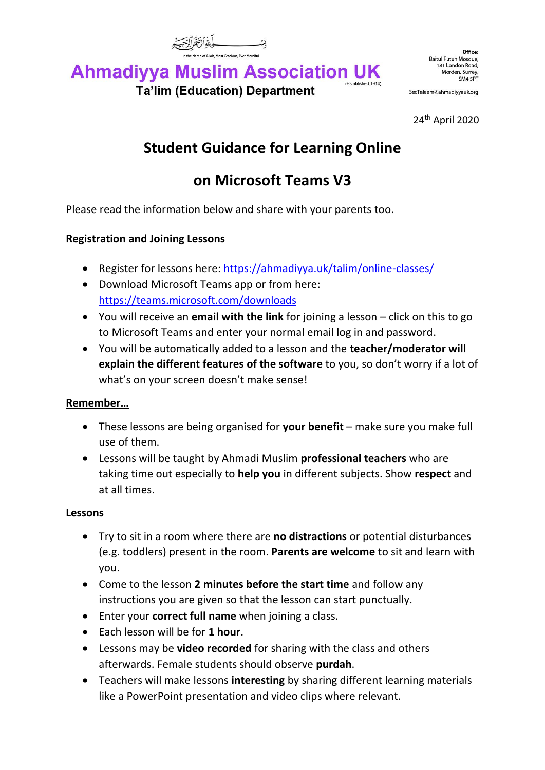In the Name of Allah, Most Gracious, Ever Merciful

# Ahmadiyya Muslim Association UK

(Established 1914)

**Ta'lim (Education) Department**

**Office:**
Baitul Futuh Mosque,
181 London Road,
Morden, Surrey,
SM4 5PT

SecTaleem@ahmadiyyauk.org

24th April 2020

## Student Guidance for Learning Online

## on Microsoft Teams V3

Please read the information below and share with your parents too.

### Registration and Joining Lessons

- Register for lessons here: https://ahmadiyya.uk/talim/online-classes/
- Download Microsoft Teams app or from here: https://teams.microsoft.com/downloads
- You will receive an **email with the link** for joining a lesson – click on this to go to Microsoft Teams and enter your normal email log in and password.
- You will be automatically added to a lesson and the **teacher/moderator will explain the different features of the software** to you, so don't worry if a lot of what's on your screen doesn't make sense!

### Remember…

- These lessons are being organised for **your benefit** – make sure you make full use of them.
- Lessons will be taught by Ahmadi Muslim **professional teachers** who are taking time out especially to **help you** in different subjects. Show **respect** and at all times.

### Lessons

- Try to sit in a room where there are **no distractions** or potential disturbances (e.g. toddlers) present in the room. **Parents are welcome** to sit and learn with you.
- Come to the lesson **2 minutes before the start time** and follow any instructions you are given so that the lesson can start punctually.
- Enter your **correct full name** when joining a class.
- Each lesson will be for **1 hour**.
- Lessons may be **video recorded** for sharing with the class and others afterwards. Female students should observe **purdah**.
- Teachers will make lessons **interesting** by sharing different learning materials like a PowerPoint presentation and video clips where relevant.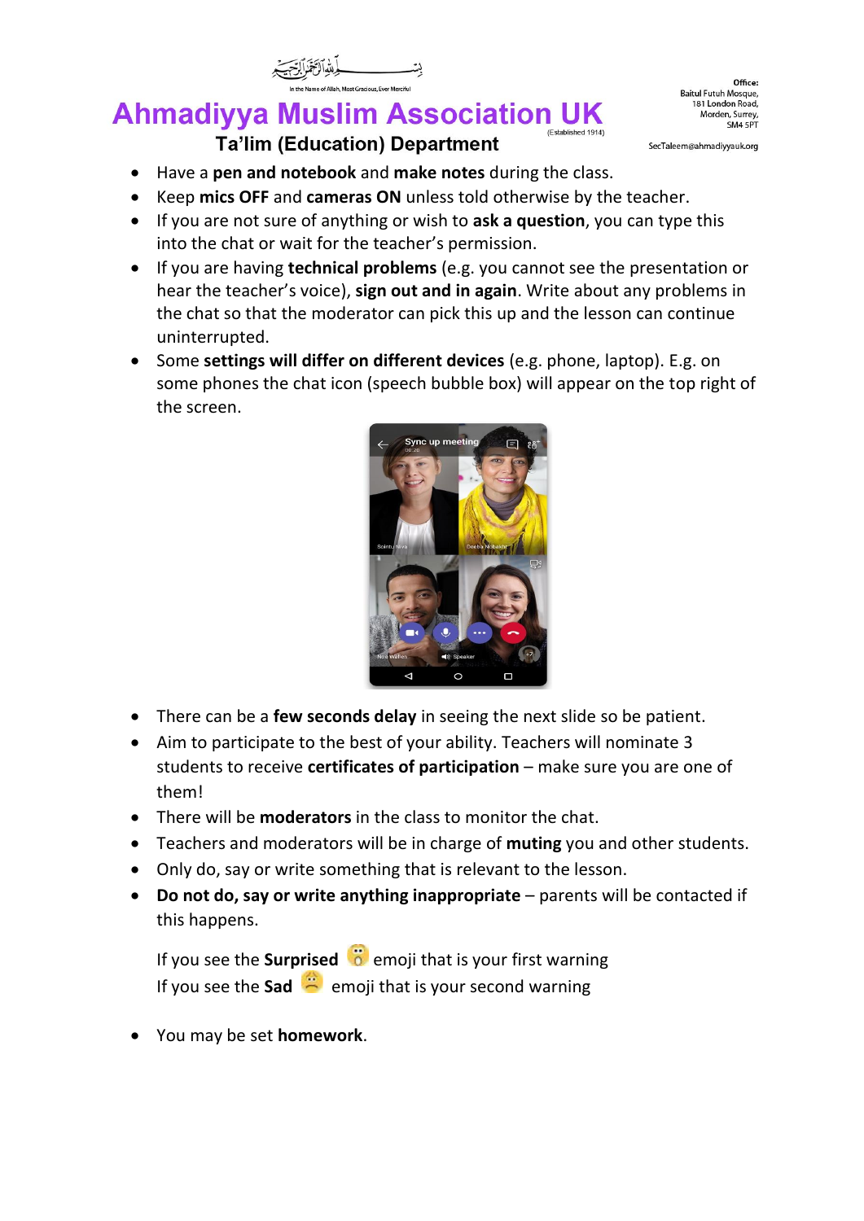In the Name of Allah, Most Gracious, Ever Merciful

# Ahmadiyya Muslim Association UK

(Established 1914)

## Ta'lim (Education) Department

Office:
Baitul Futuh Mosque,
181 London Road,
Morden, Surrey,
SM4 5PT

SecTaleem@ahmadiyyauk.org

- Have a **pen and notebook** and **make notes** during the class.
- Keep **mics OFF** and **cameras ON** unless told otherwise by the teacher.
- If you are not sure of anything or wish to **ask a question**, you can type this into the chat or wait for the teacher's permission.
- If you are having **technical problems** (e.g. you cannot see the presentation or hear the teacher's voice), **sign out and in again**. Write about any problems in the chat so that the moderator can pick this up and the lesson can continue uninterrupted.
- Some **settings will differ on different devices** (e.g. phone, laptop). E.g. on some phones the chat icon (speech bubble box) will appear on the top right of the screen.

- There can be a **few seconds delay** in seeing the next slide so be patient.
- Aim to participate to the best of your ability. Teachers will nominate 3 students to receive **certificates of participation** – make sure you are one of them!
- There will be **moderators** in the class to monitor the chat.
- Teachers and moderators will be in charge of **muting** you and other students.
- Only do, say or write something that is relevant to the lesson.
- **Do not do, say or write anything inappropriate** – parents will be contacted if this happens.

  If you see the **Surprised** 😱 emoji that is your first warning
  If you see the **Sad** 😞 emoji that is your second warning

- You may be set **homework**.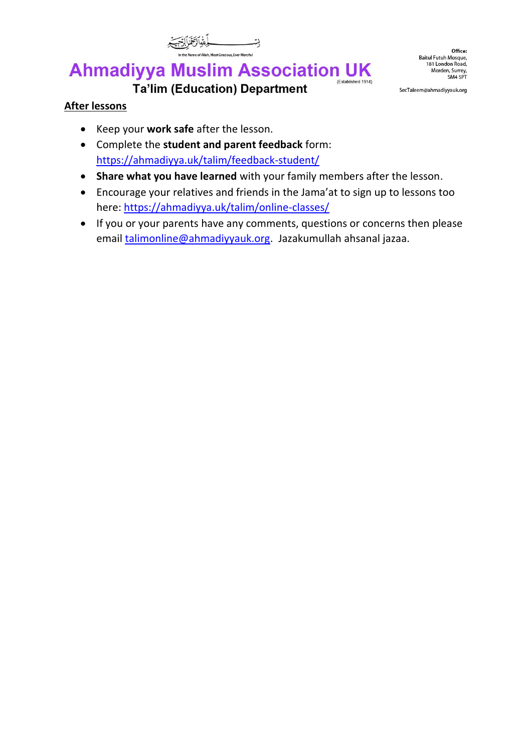## After lessons

- Keep your **work safe** after the lesson.
- Complete the **student and parent feedback** form: https://ahmadiyya.uk/talim/feedback-student/
- **Share what you have learned** with your family members after the lesson.
- Encourage your relatives and friends in the Jama'at to sign up to lessons too here: https://ahmadiyya.uk/talim/online-classes/
- If you or your parents have any comments, questions or concerns then please email talimonline@ahmadiyyauk.org. Jazakumullah ahsanal jazaa.